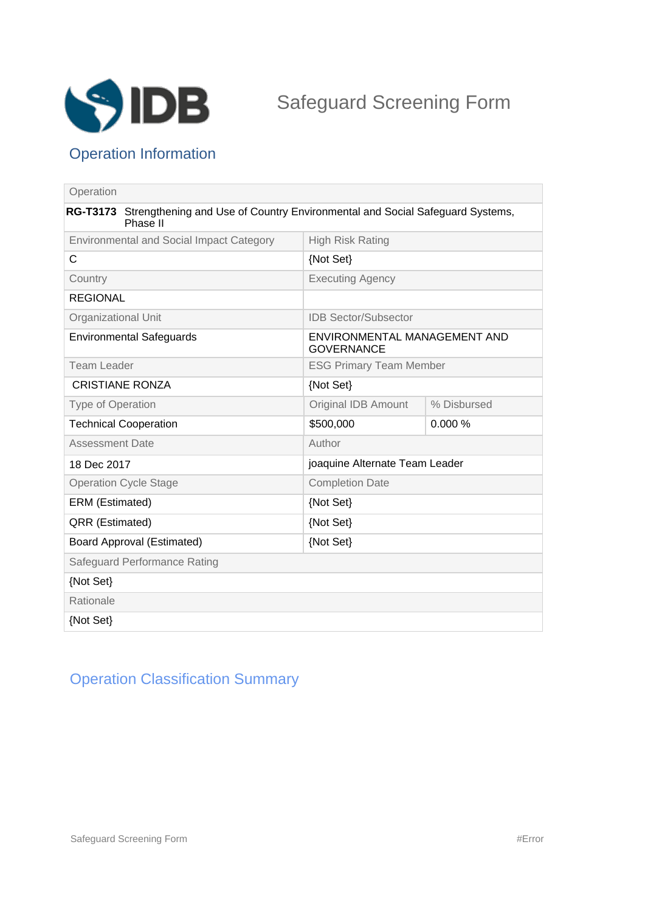# Safeguard Screening Form

## Operation Information

| Operation | | |
|---|---|---|
| **RG-T3173** Strengthening and Use of Country Environmental and Social Safeguard Systems, Phase II | | |
| Environmental and Social Impact Category | High Risk Rating | |
| C | {Not Set} | |
| Country | Executing Agency | |
| REGIONAL | | |
| Organizational Unit | IDB Sector/Subsector | |
| Environmental Safeguards | ENVIRONMENTAL MANAGEMENT AND GOVERNANCE | |
| Team Leader | ESG Primary Team Member | |
| CRISTIANE RONZA | {Not Set} | |
| Type of Operation | Original IDB Amount | % Disbursed |
| Technical Cooperation | $500,000 | 0.000 % |
| Assessment Date | Author | |
| 18 Dec 2017 | joaquine Alternate Team Leader | |
| Operation Cycle Stage | Completion Date | |
| ERM (Estimated) | {Not Set} | |
| QRR (Estimated) | {Not Set} | |
| Board Approval (Estimated) | {Not Set} | |
| Safeguard Performance Rating | | |
| {Not Set} | | |
| Rationale | | |
| {Not Set} | | |

## Operation Classification Summary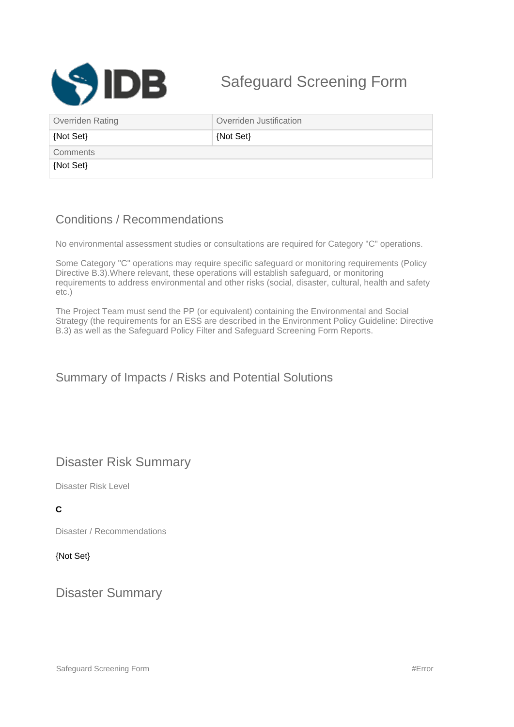# Safeguard Screening Form

| Overriden Rating | Overriden Justification |
| --- | --- |
| {Not Set} | {Not Set} |

| Comments |
| --- |
| {Not Set} |

## Conditions / Recommendations

No environmental assessment studies or consultations are required for Category "C" operations.

Some Category "C" operations may require specific safeguard or monitoring requirements (Policy Directive B.3).Where relevant, these operations will establish safeguard, or monitoring requirements to address environmental and other risks (social, disaster, cultural, health and safety etc.)

The Project Team must send the PP (or equivalent) containing the Environmental and Social Strategy (the requirements for an ESS are described in the Environment Policy Guideline: Directive B.3) as well as the Safeguard Policy Filter and Safeguard Screening Form Reports.

## Summary of Impacts / Risks and Potential Solutions

## Disaster Risk Summary

Disaster Risk Level

**C**

Disaster / Recommendations

{Not Set}

## Disaster Summary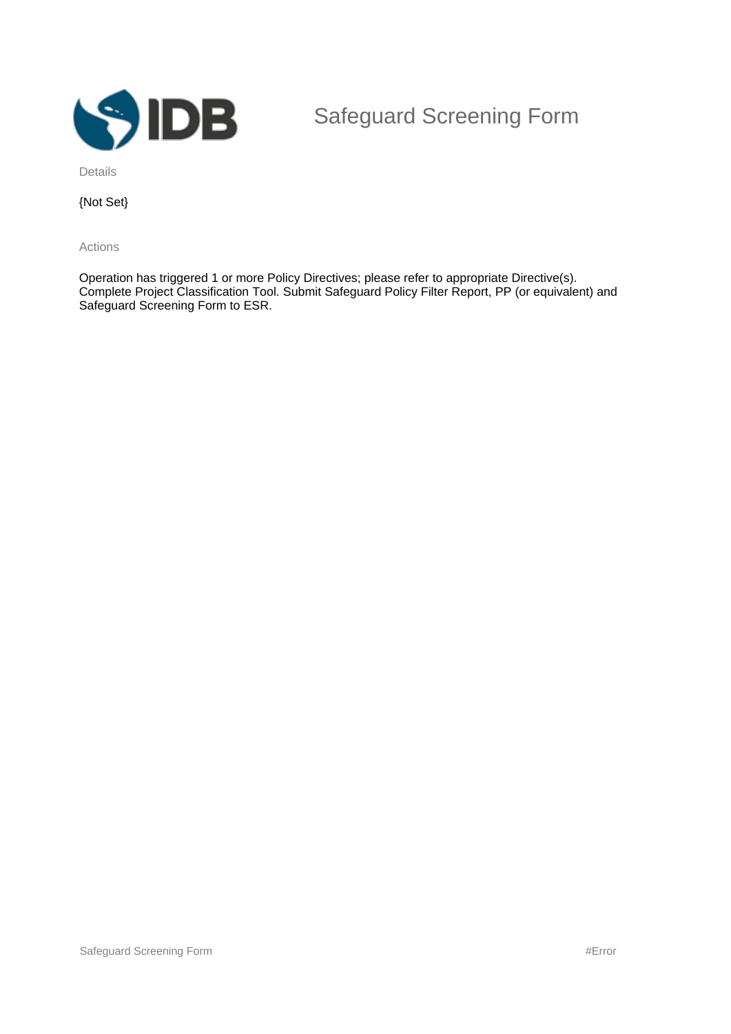# Safeguard Screening Form

Details

{Not Set}

Actions

Operation has triggered 1 or more Policy Directives; please refer to appropriate Directive(s). Complete Project Classification Tool. Submit Safeguard Policy Filter Report, PP (or equivalent) and Safeguard Screening Form to ESR.